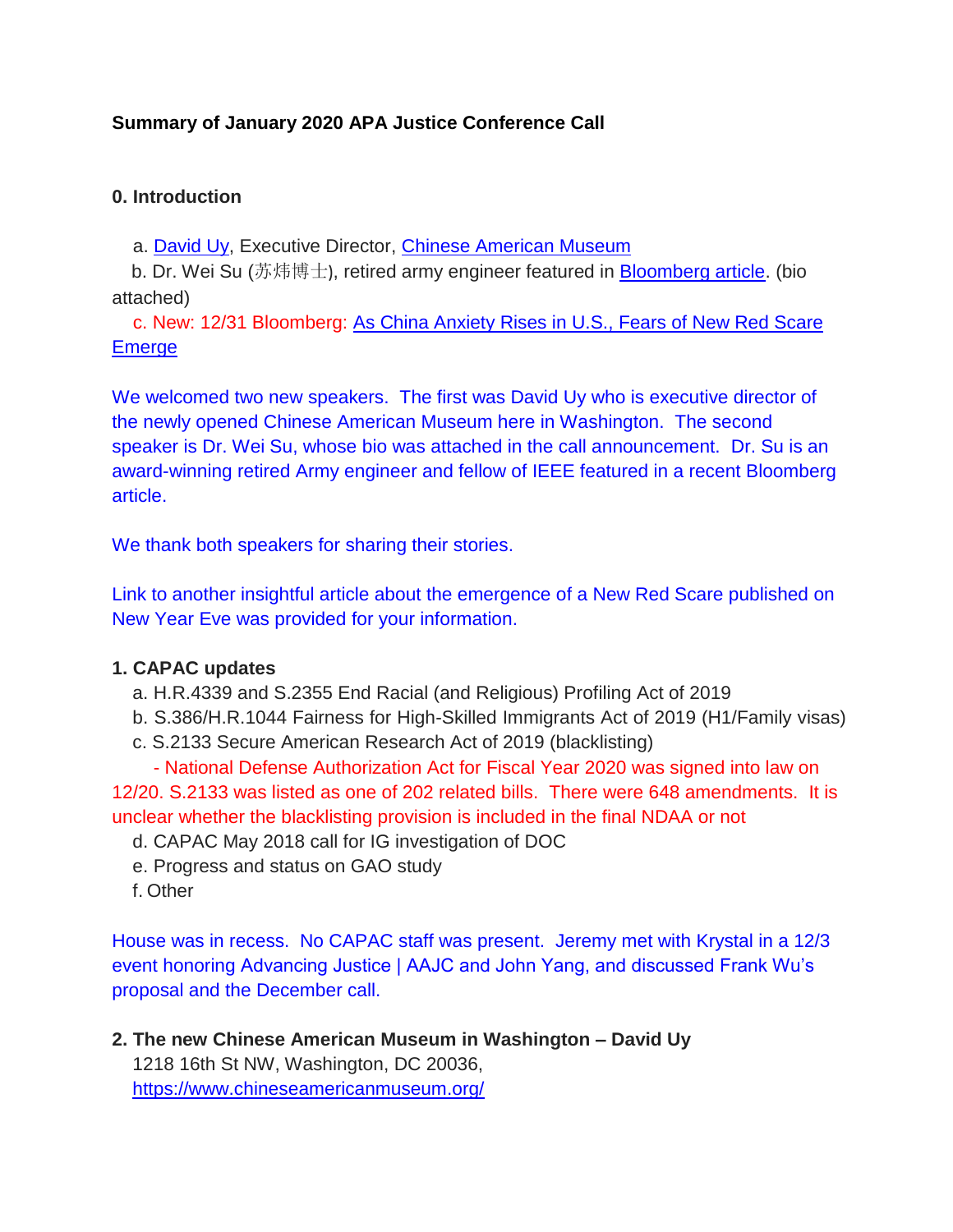**Summary of January 2020 APA Justice Conference Call**

**0. Introduction**

a. David Uy, Executive Director, Chinese American Museum

b. Dr. Wei Su (苏炜博士), retired army engineer featured in Bloomberg article. (bio attached)

c. New: 12/31 Bloomberg: As China Anxiety Rises in U.S., Fears of New Red Scare Emerge

We welcomed two new speakers. The first was David Uy who is executive director of the newly opened Chinese American Museum here in Washington. The second speaker is Dr. Wei Su, whose bio was attached in the call announcement. Dr. Su is an award-winning retired Army engineer and fellow of IEEE featured in a recent Bloomberg article.

We thank both speakers for sharing their stories.

Link to another insightful article about the emergence of a New Red Scare published on New Year Eve was provided for your information.

**1. CAPAC updates**

a. H.R.4339 and S.2355 End Racial (and Religious) Profiling Act of 2019

b. S.386/H.R.1044 Fairness for High-Skilled Immigrants Act of 2019 (H1/Family visas)

c. S.2133 Secure American Research Act of 2019 (blacklisting)

- National Defense Authorization Act for Fiscal Year 2020 was signed into law on 12/20. S.2133 was listed as one of 202 related bills. There were 648 amendments. It is unclear whether the blacklisting provision is included in the final NDAA or not

d. CAPAC May 2018 call for IG investigation of DOC

e. Progress and status on GAO study

f. Other

House was in recess. No CAPAC staff was present. Jeremy met with Krystal in a 12/3 event honoring Advancing Justice | AAJC and John Yang, and discussed Frank Wu's proposal and the December call.

**2. The new Chinese American Museum in Washington – David Uy**

1218 16th St NW, Washington, DC 20036,
https://www.chineseamericanmuseum.org/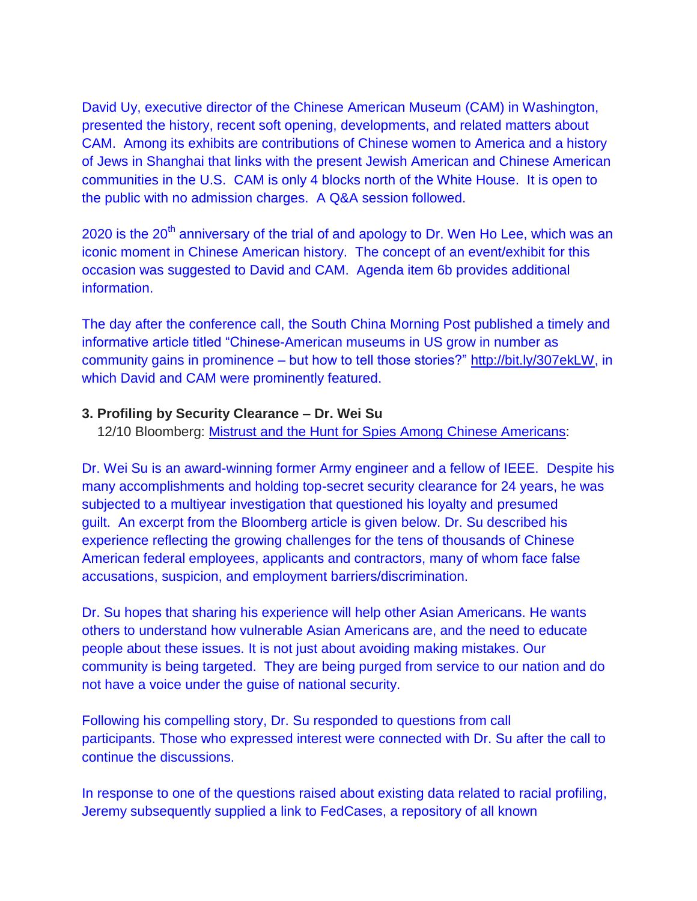David Uy, executive director of the Chinese American Museum (CAM) in Washington, presented the history, recent soft opening, developments, and related matters about CAM. Among its exhibits are contributions of Chinese women to America and a history of Jews in Shanghai that links with the present Jewish American and Chinese American communities in the U.S. CAM is only 4 blocks north of the White House. It is open to the public with no admission charges. A Q&A session followed.

2020 is the 20th anniversary of the trial of and apology to Dr. Wen Ho Lee, which was an iconic moment in Chinese American history. The concept of an event/exhibit for this occasion was suggested to David and CAM. Agenda item 6b provides additional information.

The day after the conference call, the South China Morning Post published a timely and informative article titled "Chinese-American museums in US grow in number as community gains in prominence – but how to tell those stories?" http://bit.ly/307ekLW, in which David and CAM were prominently featured.

**3. Profiling by Security Clearance – Dr. Wei Su**

12/10 Bloomberg: Mistrust and the Hunt for Spies Among Chinese Americans:

Dr. Wei Su is an award-winning former Army engineer and a fellow of IEEE. Despite his many accomplishments and holding top-secret security clearance for 24 years, he was subjected to a multiyear investigation that questioned his loyalty and presumed guilt. An excerpt from the Bloomberg article is given below. Dr. Su described his experience reflecting the growing challenges for the tens of thousands of Chinese American federal employees, applicants and contractors, many of whom face false accusations, suspicion, and employment barriers/discrimination.

Dr. Su hopes that sharing his experience will help other Asian Americans. He wants others to understand how vulnerable Asian Americans are, and the need to educate people about these issues. It is not just about avoiding making mistakes. Our community is being targeted. They are being purged from service to our nation and do not have a voice under the guise of national security.

Following his compelling story, Dr. Su responded to questions from call participants. Those who expressed interest were connected with Dr. Su after the call to continue the discussions.

In response to one of the questions raised about existing data related to racial profiling, Jeremy subsequently supplied a link to FedCases, a repository of all known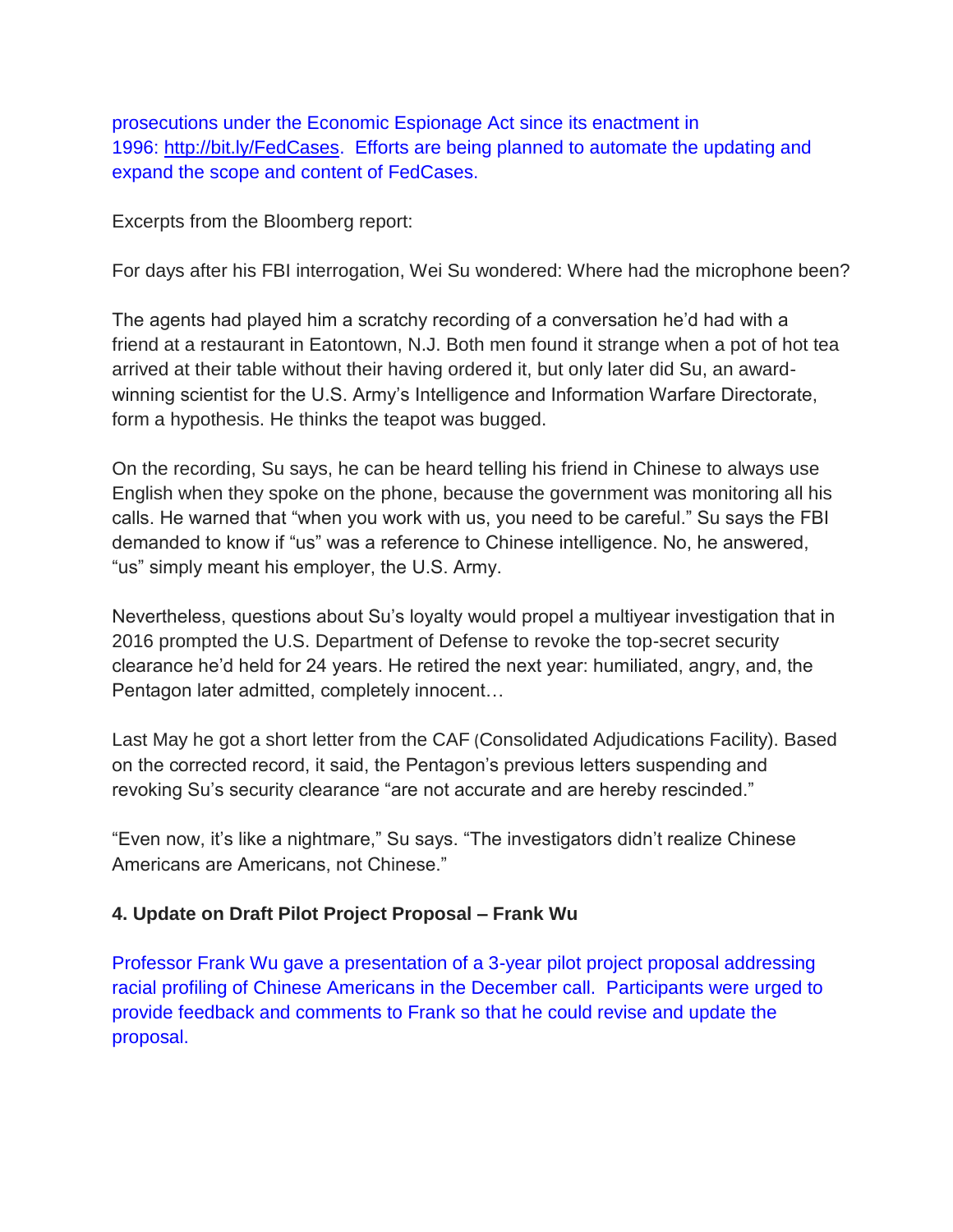prosecutions under the Economic Espionage Act since its enactment in 1996: http://bit.ly/FedCases. Efforts are being planned to automate the updating and expand the scope and content of FedCases.

Excerpts from the Bloomberg report:

For days after his FBI interrogation, Wei Su wondered: Where had the microphone been?

The agents had played him a scratchy recording of a conversation he'd had with a friend at a restaurant in Eatontown, N.J. Both men found it strange when a pot of hot tea arrived at their table without their having ordered it, but only later did Su, an award-winning scientist for the U.S. Army's Intelligence and Information Warfare Directorate, form a hypothesis. He thinks the teapot was bugged.

On the recording, Su says, he can be heard telling his friend in Chinese to always use English when they spoke on the phone, because the government was monitoring all his calls. He warned that "when you work with us, you need to be careful." Su says the FBI demanded to know if "us" was a reference to Chinese intelligence. No, he answered, "us" simply meant his employer, the U.S. Army.

Nevertheless, questions about Su's loyalty would propel a multiyear investigation that in 2016 prompted the U.S. Department of Defense to revoke the top-secret security clearance he'd held for 24 years. He retired the next year: humiliated, angry, and, the Pentagon later admitted, completely innocent…

Last May he got a short letter from the CAF (Consolidated Adjudications Facility). Based on the corrected record, it said, the Pentagon's previous letters suspending and revoking Su's security clearance "are not accurate and are hereby rescinded."

"Even now, it's like a nightmare," Su says. "The investigators didn't realize Chinese Americans are Americans, not Chinese."

**4. Update on Draft Pilot Project Proposal – Frank Wu**

Professor Frank Wu gave a presentation of a 3-year pilot project proposal addressing racial profiling of Chinese Americans in the December call. Participants were urged to provide feedback and comments to Frank so that he could revise and update the proposal.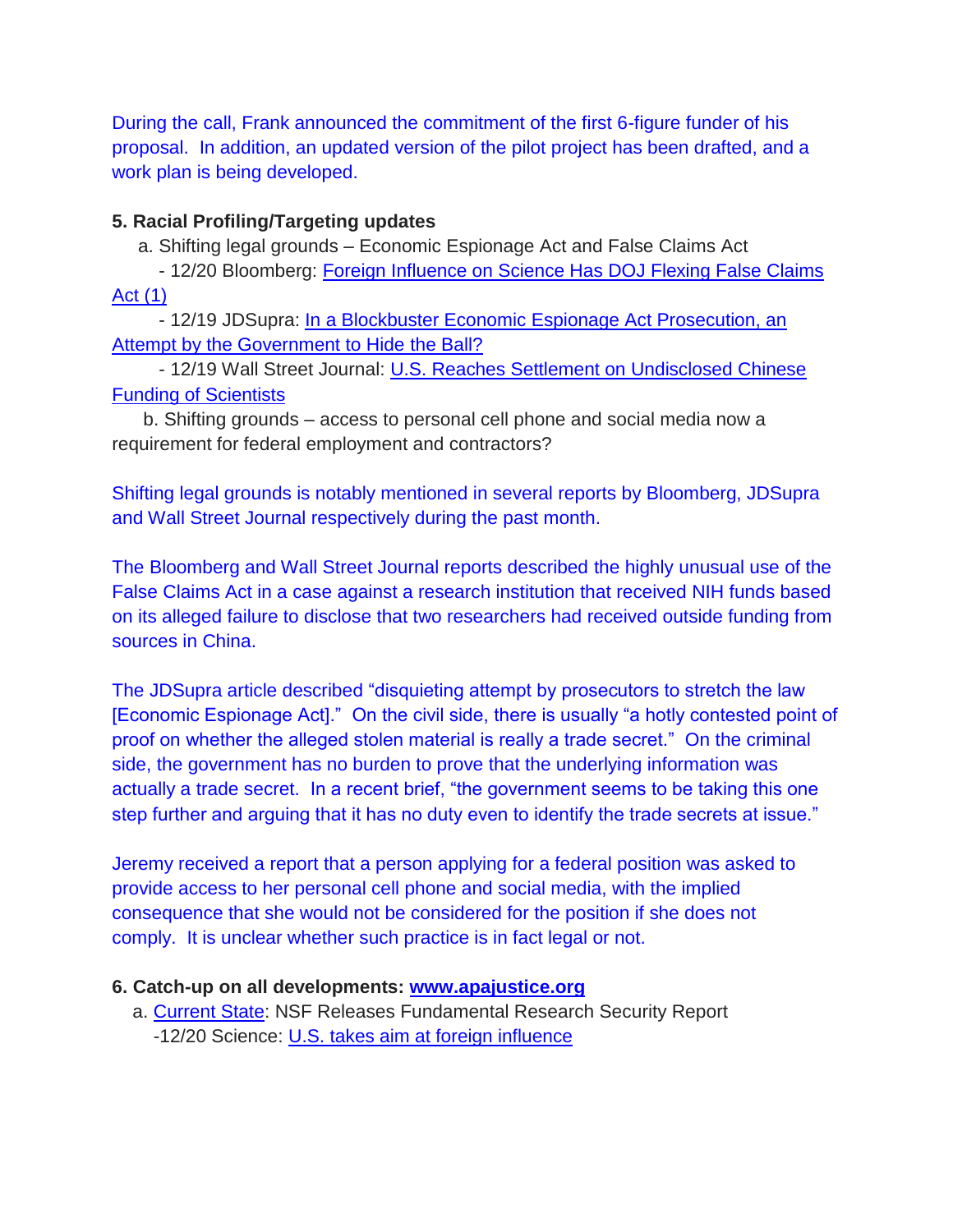During the call, Frank announced the commitment of the first 6-figure funder of his proposal. In addition, an updated version of the pilot project has been drafted, and a work plan is being developed.

**5. Racial Profiling/Targeting updates**

a. Shifting legal grounds – Economic Espionage Act and False Claims Act

- 12/20 Bloomberg: Foreign Influence on Science Has DOJ Flexing False Claims Act (1)
- 12/19 JDSupra: In a Blockbuster Economic Espionage Act Prosecution, an Attempt by the Government to Hide the Ball?
- 12/19 Wall Street Journal: U.S. Reaches Settlement on Undisclosed Chinese Funding of Scientists

b. Shifting grounds – access to personal cell phone and social media now a requirement for federal employment and contractors?

Shifting legal grounds is notably mentioned in several reports by Bloomberg, JDSupra and Wall Street Journal respectively during the past month.

The Bloomberg and Wall Street Journal reports described the highly unusual use of the False Claims Act in a case against a research institution that received NIH funds based on its alleged failure to disclose that two researchers had received outside funding from sources in China.

The JDSupra article described "disquieting attempt by prosecutors to stretch the law [Economic Espionage Act]." On the civil side, there is usually "a hotly contested point of proof on whether the alleged stolen material is really a trade secret." On the criminal side, the government has no burden to prove that the underlying information was actually a trade secret. In a recent brief, "the government seems to be taking this one step further and arguing that it has no duty even to identify the trade secrets at issue."

Jeremy received a report that a person applying for a federal position was asked to provide access to her personal cell phone and social media, with the implied consequence that she would not be considered for the position if she does not comply. It is unclear whether such practice is in fact legal or not.

**6. Catch-up on all developments: www.apajustice.org**

a. Current State: NSF Releases Fundamental Research Security Report

-12/20 Science: U.S. takes aim at foreign influence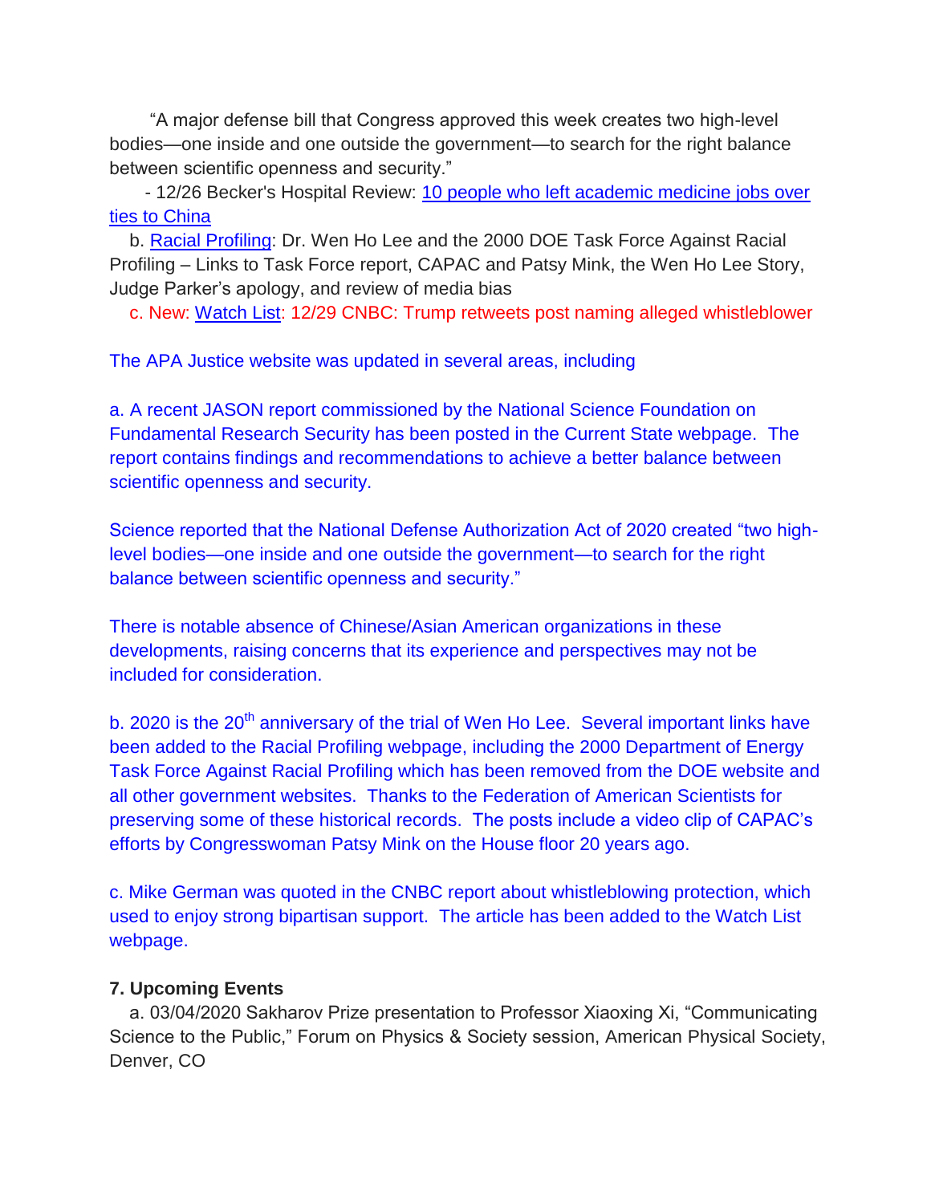"A major defense bill that Congress approved this week creates two high-level bodies—one inside and one outside the government—to search for the right balance between scientific openness and security."

- 12/26 Becker's Hospital Review: 10 people who left academic medicine jobs over ties to China

b. Racial Profiling: Dr. Wen Ho Lee and the 2000 DOE Task Force Against Racial Profiling – Links to Task Force report, CAPAC and Patsy Mink, the Wen Ho Lee Story, Judge Parker's apology, and review of media bias

c. New: Watch List: 12/29 CNBC: Trump retweets post naming alleged whistleblower

The APA Justice website was updated in several areas, including

a. A recent JASON report commissioned by the National Science Foundation on Fundamental Research Security has been posted in the Current State webpage. The report contains findings and recommendations to achieve a better balance between scientific openness and security.

Science reported that the National Defense Authorization Act of 2020 created "two high-level bodies—one inside and one outside the government—to search for the right balance between scientific openness and security."

There is notable absence of Chinese/Asian American organizations in these developments, raising concerns that its experience and perspectives may not be included for consideration.

b. 2020 is the 20th anniversary of the trial of Wen Ho Lee. Several important links have been added to the Racial Profiling webpage, including the 2000 Department of Energy Task Force Against Racial Profiling which has been removed from the DOE website and all other government websites. Thanks to the Federation of American Scientists for preserving some of these historical records. The posts include a video clip of CAPAC's efforts by Congresswoman Patsy Mink on the House floor 20 years ago.

c. Mike German was quoted in the CNBC report about whistleblowing protection, which used to enjoy strong bipartisan support. The article has been added to the Watch List webpage.

**7. Upcoming Events**

a. 03/04/2020 Sakharov Prize presentation to Professor Xiaoxing Xi, "Communicating Science to the Public," Forum on Physics & Society session, American Physical Society, Denver, CO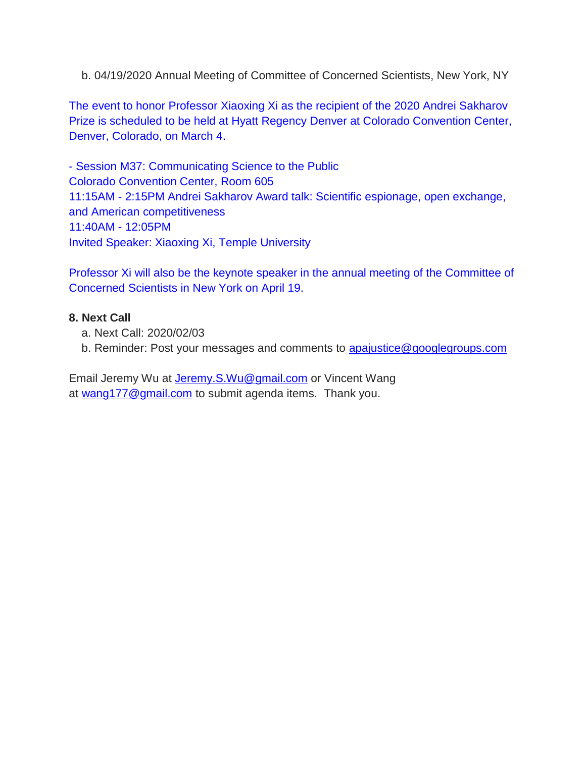b. 04/19/2020 Annual Meeting of Committee of Concerned Scientists, New York, NY

The event to honor Professor Xiaoxing Xi as the recipient of the 2020 Andrei Sakharov Prize is scheduled to be held at Hyatt Regency Denver at Colorado Convention Center, Denver, Colorado, on March 4.

- Session M37: Communicating Science to the Public
Colorado Convention Center, Room 605
11:15AM - 2:15PM Andrei Sakharov Award talk: Scientific espionage, open exchange, and American competitiveness
11:40AM - 12:05PM
Invited Speaker: Xiaoxing Xi, Temple University

Professor Xi will also be the keynote speaker in the annual meeting of the Committee of Concerned Scientists in New York on April 19.

**8. Next Call**

a. Next Call: 2020/02/03
b. Reminder: Post your messages and comments to apajustice@googlegroups.com

Email Jeremy Wu at Jeremy.S.Wu@gmail.com or Vincent Wang at wang177@gmail.com to submit agenda items.  Thank you.